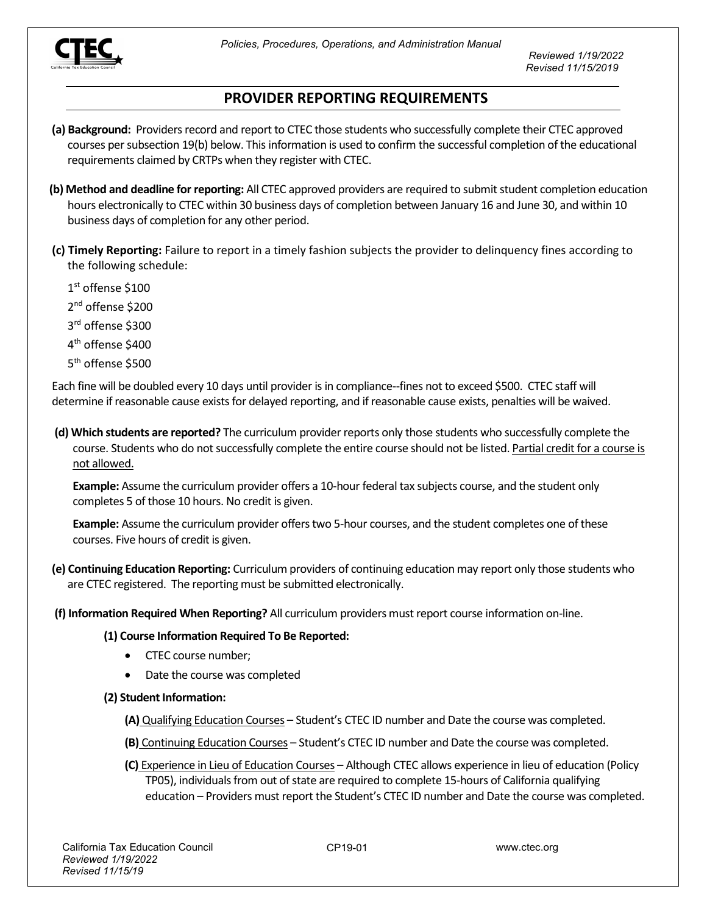## PROVIDER REPORTING REQUIREMENTS

**(a) Background:** Providers record and report to CTEC those students who successfully complete their CTEC approved courses per subsection 19(b) below. This information is used to confirm the successful completion of the educational requirements claimed by CRTPs when they register with CTEC.

**(b) Method and deadline for reporting:** All CTEC approved providers are required to submit student completion education hours electronically to CTEC within 30 business days of completion between January 16 and June 30, and within 10 business days of completion for any other period.

**(c) Timely Reporting:** Failure to report in a timely fashion subjects the provider to delinquency fines according to the following schedule:

1st offense $100

2nd offense $200

3rd offense $300

4th offense $400

5th offense $500

Each fine will be doubled every 10 days until provider is in compliance--fines not to exceed $500. CTEC staff will determine if reasonable cause exists for delayed reporting, and if reasonable cause exists, penalties will be waived.

**(d) Which students are reported?** The curriculum provider reports only those students who successfully complete the course. Students who do not successfully complete the entire course should not be listed. Partial credit for a course is not allowed.

**Example:** Assume the curriculum provider offers a 10-hour federal tax subjects course, and the student only completes 5 of those 10 hours. No credit is given.

**Example:** Assume the curriculum provider offers two 5-hour courses, and the student completes one of these courses. Five hours of credit is given.

**(e) Continuing Education Reporting:** Curriculum providers of continuing education may report only those students who are CTEC registered. The reporting must be submitted electronically.

**(f) Information Required When Reporting?** All curriculum providers must report course information on-line.

**(1) Course Information Required To Be Reported:**

- CTEC course number;
- Date the course was completed

**(2) Student Information:**

**(A)** Qualifying Education Courses – Student's CTEC ID number and Date the course was completed.

**(B)** Continuing Education Courses – Student's CTEC ID number and Date the course was completed.

**(C)** Experience in Lieu of Education Courses – Although CTEC allows experience in lieu of education (Policy TP05), individuals from out of state are required to complete 15-hours of California qualifying education – Providers must report the Student's CTEC ID number and Date the course was completed.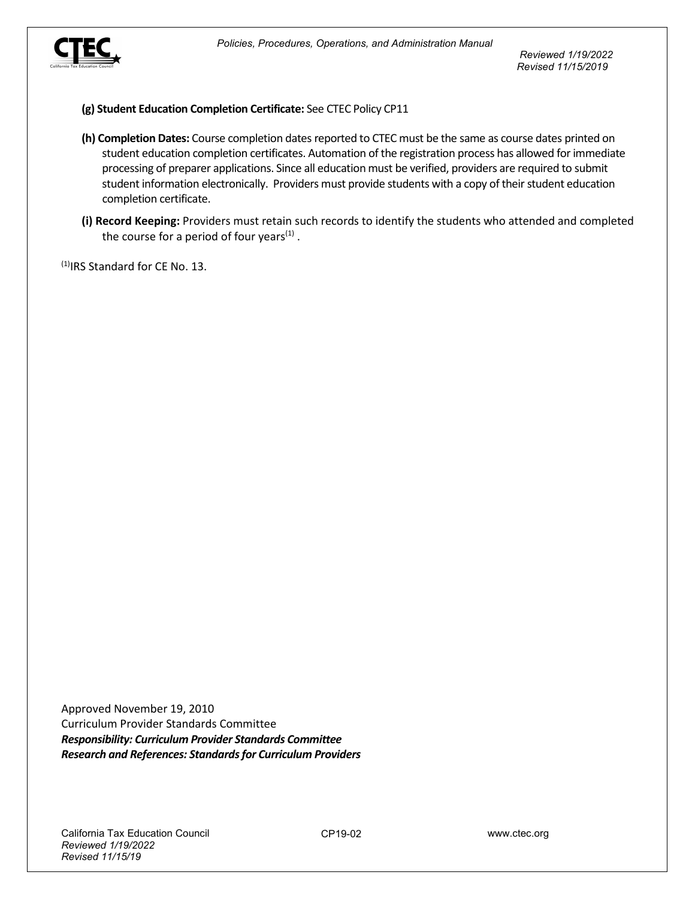**(g) Student Education Completion Certificate:** See CTEC Policy CP11

**(h) Completion Dates:** Course completion dates reported to CTEC must be the same as course dates printed on student education completion certificates. Automation of the registration process has allowed for immediate processing of preparer applications. Since all education must be verified, providers are required to submit student information electronically. Providers must provide students with a copy of their student education completion certificate.

**(i) Record Keeping:** Providers must retain such records to identify the students who attended and completed the course for a period of four years[(1)] .

[(1)]IRS Standard for CE No. 13.

Approved November 19, 2010
Curriculum Provider Standards Committee
***Responsibility: Curriculum Provider Standards Committee***
***Research and References: Standards for Curriculum Providers***